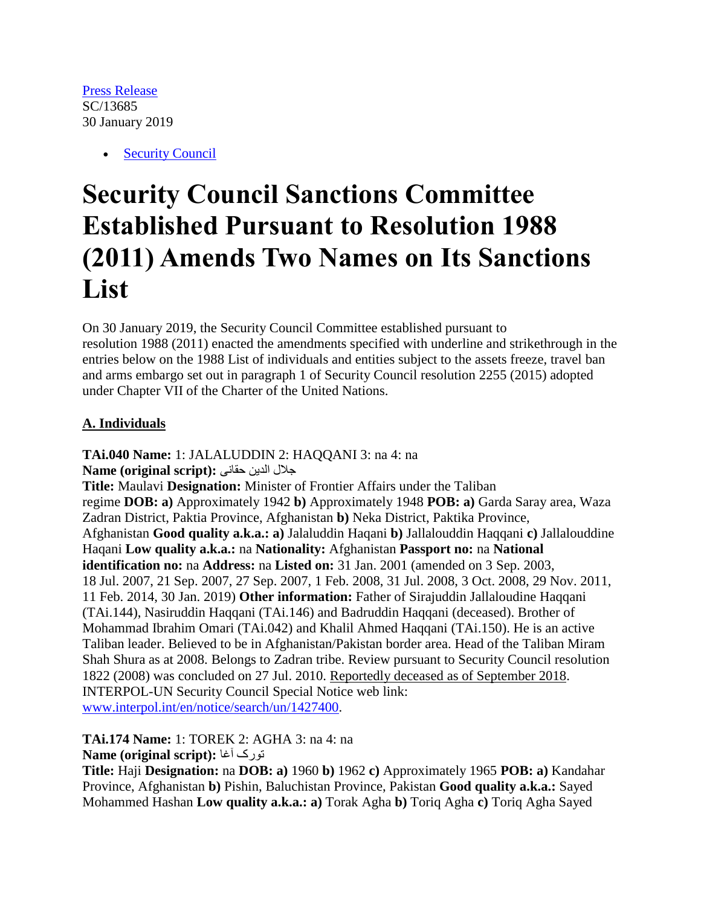[Press Release](#)
SC/13685
30 January 2019

- [Security Council](#)

# Security Council Sanctions Committee Established Pursuant to Resolution 1988 (2011) Amends Two Names on Its Sanctions List

On 30 January 2019, the Security Council Committee established pursuant to resolution 1988 (2011) enacted the amendments specified with underline and strikethrough in the entries below on the 1988 List of individuals and entities subject to the assets freeze, travel ban and arms embargo set out in paragraph 1 of Security Council resolution 2255 (2015) adopted under Chapter VII of the Charter of the United Nations.

## A. Individuals

**TAi.040 Name:** 1: JALALUDDIN 2: HAQQANI 3: na 4: na
**Name (original script):** جلال الدين حقانى
**Title:** Maulavi **Designation:** Minister of Frontier Affairs under the Taliban regime **DOB: a)** Approximately 1942 **b)** Approximately 1948 **POB: a)** Garda Saray area, Waza Zadran District, Paktia Province, Afghanistan **b)** Neka District, Paktika Province, Afghanistan **Good quality a.k.a.: a)** Jalaluddin Haqani **b)** Jallalouddin Haqqani **c)** Jallalouddine Haqani **Low quality a.k.a.:** na **Nationality:** Afghanistan **Passport no:** na **National identification no:** na **Address:** na **Listed on:** 31 Jan. 2001 (amended on 3 Sep. 2003, 18 Jul. 2007, 21 Sep. 2007, 27 Sep. 2007, 1 Feb. 2008, 31 Jul. 2008, 3 Oct. 2008, 29 Nov. 2011, 11 Feb. 2014, 30 Jan. 2019) **Other information:** Father of Sirajuddin Jallaloudine Haqqani (TAi.144), Nasiruddin Haqqani (TAi.146) and Badruddin Haqqani (deceased). Brother of Mohammad Ibrahim Omari (TAi.042) and Khalil Ahmed Haqqani (TAi.150). He is an active Taliban leader. Believed to be in Afghanistan/Pakistan border area. Head of the Taliban Miram Shah Shura as at 2008. Belongs to Zadran tribe. Review pursuant to Security Council resolution 1822 (2008) was concluded on 27 Jul. 2010. <u>Reportedly deceased as of September 2018</u>. INTERPOL-UN Security Council Special Notice web link: [www.interpol.int/en/notice/search/un/1427400](www.interpol.int/en/notice/search/un/1427400).

**TAi.174 Name:** 1: TOREK 2: AGHA 3: na 4: na
**Name (original script):** تورک آغا
**Title:** Haji **Designation:** na **DOB: a)** 1960 **b)** 1962 **c)** Approximately 1965 **POB: a)** Kandahar Province, Afghanistan **b)** Pishin, Baluchistan Province, Pakistan **Good quality a.k.a.:** Sayed Mohammed Hashan **Low quality a.k.a.: a)** Torak Agha **b)** Toriq Agha **c)** Toriq Agha Sayed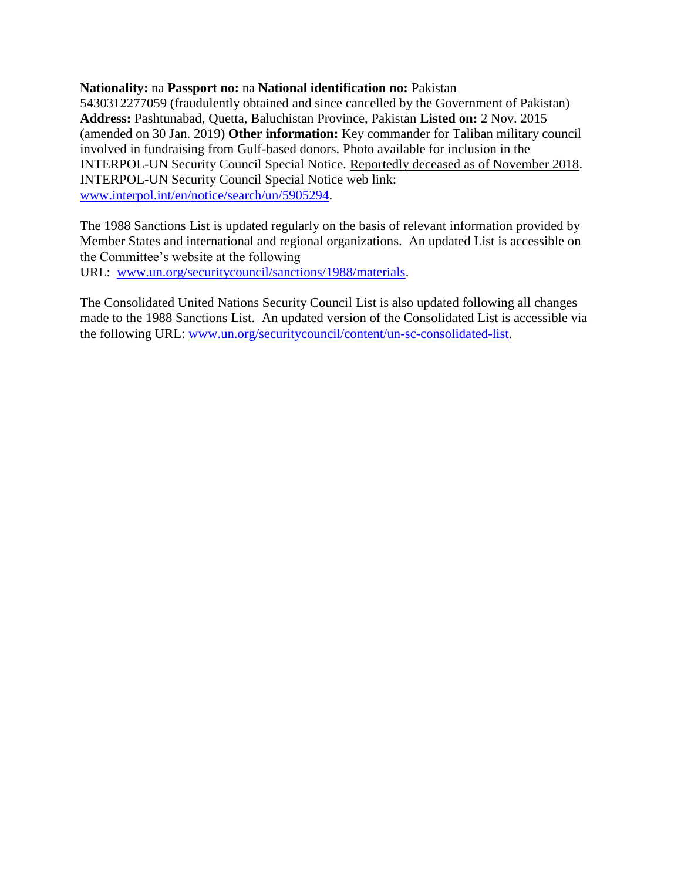**Nationality:** na **Passport no:** na **National identification no:** Pakistan 5430312277059 (fraudulently obtained and since cancelled by the Government of Pakistan) **Address:** Pashtunabad, Quetta, Baluchistan Province, Pakistan **Listed on:** 2 Nov. 2015 (amended on 30 Jan. 2019) **Other information:** Key commander for Taliban military council involved in fundraising from Gulf-based donors. Photo available for inclusion in the INTERPOL-UN Security Council Special Notice. Reportedly deceased as of November 2018. INTERPOL-UN Security Council Special Notice web link: www.interpol.int/en/notice/search/un/5905294.

The 1988 Sanctions List is updated regularly on the basis of relevant information provided by Member States and international and regional organizations. An updated List is accessible on the Committee's website at the following URL: www.un.org/securitycouncil/sanctions/1988/materials.

The Consolidated United Nations Security Council List is also updated following all changes made to the 1988 Sanctions List. An updated version of the Consolidated List is accessible via the following URL: www.un.org/securitycouncil/content/un-sc-consolidated-list.